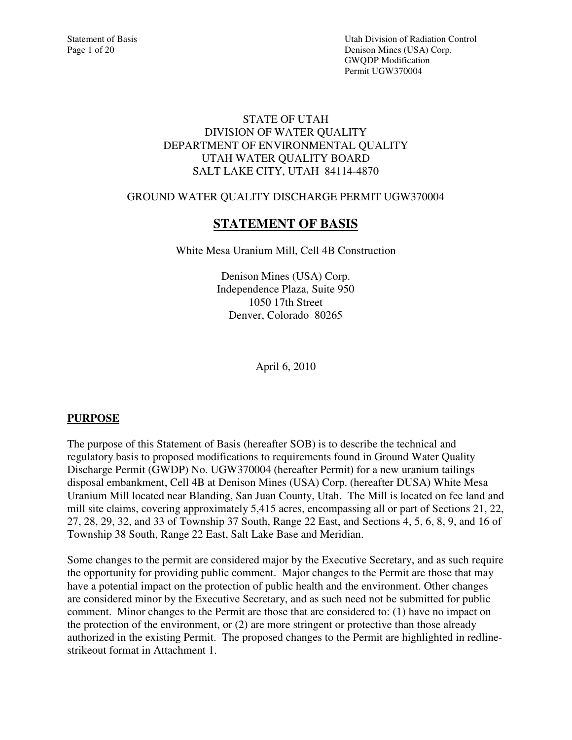STATE OF UTAH
DIVISION OF WATER QUALITY
DEPARTMENT OF ENVIRONMENTAL QUALITY
UTAH WATER QUALITY BOARD
SALT LAKE CITY, UTAH 84114-4870

GROUND WATER QUALITY DISCHARGE PERMIT UGW370004

# STATEMENT OF BASIS

White Mesa Uranium Mill, Cell 4B Construction

Denison Mines (USA) Corp.
Independence Plaza, Suite 950
1050 17th Street
Denver, Colorado 80265

April 6, 2010

## PURPOSE

The purpose of this Statement of Basis (hereafter SOB) is to describe the technical and regulatory basis to proposed modifications to requirements found in Ground Water Quality Discharge Permit (GWDP) No. UGW370004 (hereafter Permit) for a new uranium tailings disposal embankment, Cell 4B at Denison Mines (USA) Corp. (hereafter DUSA) White Mesa Uranium Mill located near Blanding, San Juan County, Utah. The Mill is located on fee land and mill site claims, covering approximately 5,415 acres, encompassing all or part of Sections 21, 22, 27, 28, 29, 32, and 33 of Township 37 South, Range 22 East, and Sections 4, 5, 6, 8, 9, and 16 of Township 38 South, Range 22 East, Salt Lake Base and Meridian.

Some changes to the permit are considered major by the Executive Secretary, and as such require the opportunity for providing public comment. Major changes to the Permit are those that may have a potential impact on the protection of public health and the environment. Other changes are considered minor by the Executive Secretary, and as such need not be submitted for public comment. Minor changes to the Permit are those that are considered to: (1) have no impact on the protection of the environment, or (2) are more stringent or protective than those already authorized in the existing Permit. The proposed changes to the Permit are highlighted in redline-strikeout format in Attachment 1.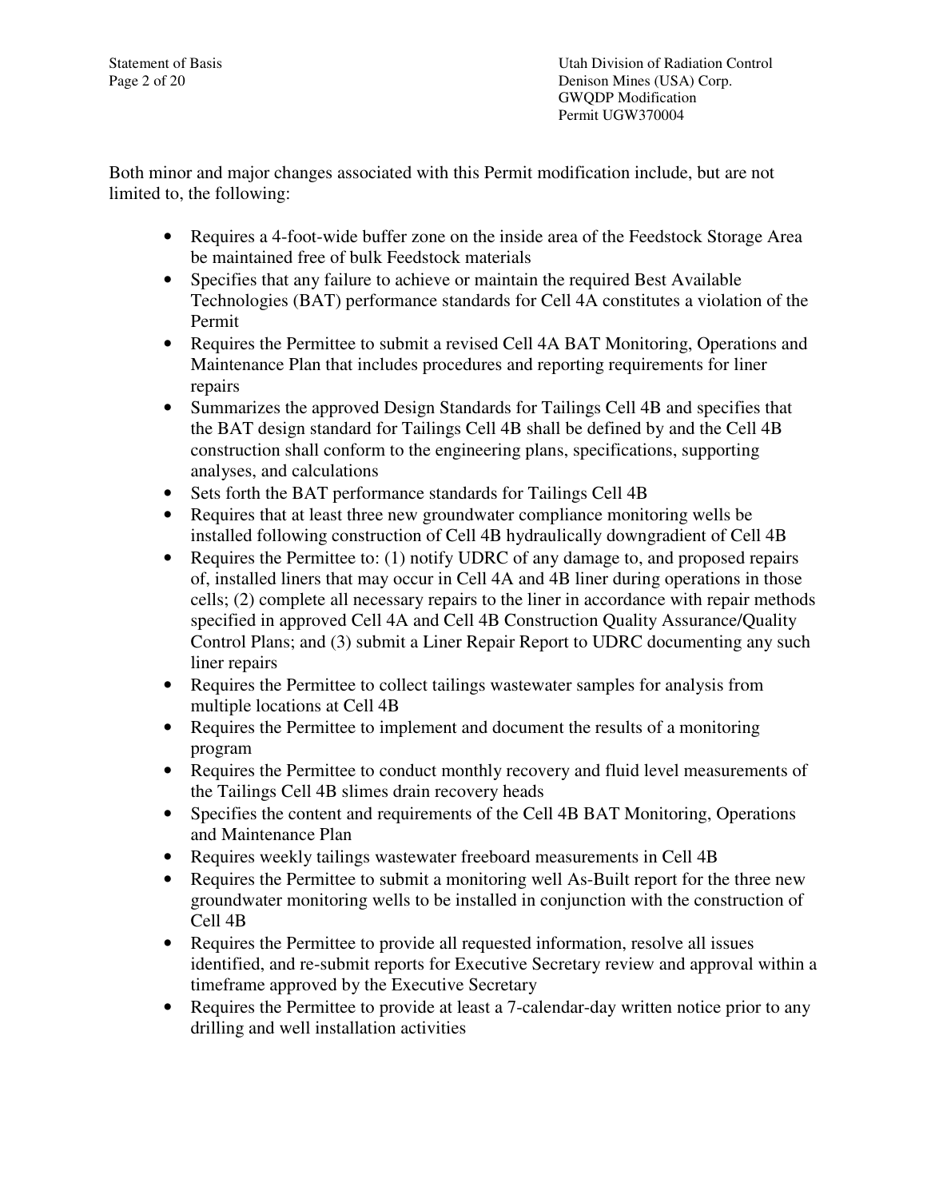Both minor and major changes associated with this Permit modification include, but are not limited to, the following:

- Requires a 4-foot-wide buffer zone on the inside area of the Feedstock Storage Area be maintained free of bulk Feedstock materials
- Specifies that any failure to achieve or maintain the required Best Available Technologies (BAT) performance standards for Cell 4A constitutes a violation of the Permit
- Requires the Permittee to submit a revised Cell 4A BAT Monitoring, Operations and Maintenance Plan that includes procedures and reporting requirements for liner repairs
- Summarizes the approved Design Standards for Tailings Cell 4B and specifies that the BAT design standard for Tailings Cell 4B shall be defined by and the Cell 4B construction shall conform to the engineering plans, specifications, supporting analyses, and calculations
- Sets forth the BAT performance standards for Tailings Cell 4B
- Requires that at least three new groundwater compliance monitoring wells be installed following construction of Cell 4B hydraulically downgradient of Cell 4B
- Requires the Permittee to: (1) notify UDRC of any damage to, and proposed repairs of, installed liners that may occur in Cell 4A and 4B liner during operations in those cells; (2) complete all necessary repairs to the liner in accordance with repair methods specified in approved Cell 4A and Cell 4B Construction Quality Assurance/Quality Control Plans; and (3) submit a Liner Repair Report to UDRC documenting any such liner repairs
- Requires the Permittee to collect tailings wastewater samples for analysis from multiple locations at Cell 4B
- Requires the Permittee to implement and document the results of a monitoring program
- Requires the Permittee to conduct monthly recovery and fluid level measurements of the Tailings Cell 4B slimes drain recovery heads
- Specifies the content and requirements of the Cell 4B BAT Monitoring, Operations and Maintenance Plan
- Requires weekly tailings wastewater freeboard measurements in Cell 4B
- Requires the Permittee to submit a monitoring well As-Built report for the three new groundwater monitoring wells to be installed in conjunction with the construction of Cell 4B
- Requires the Permittee to provide all requested information, resolve all issues identified, and re-submit reports for Executive Secretary review and approval within a timeframe approved by the Executive Secretary
- Requires the Permittee to provide at least a 7-calendar-day written notice prior to any drilling and well installation activities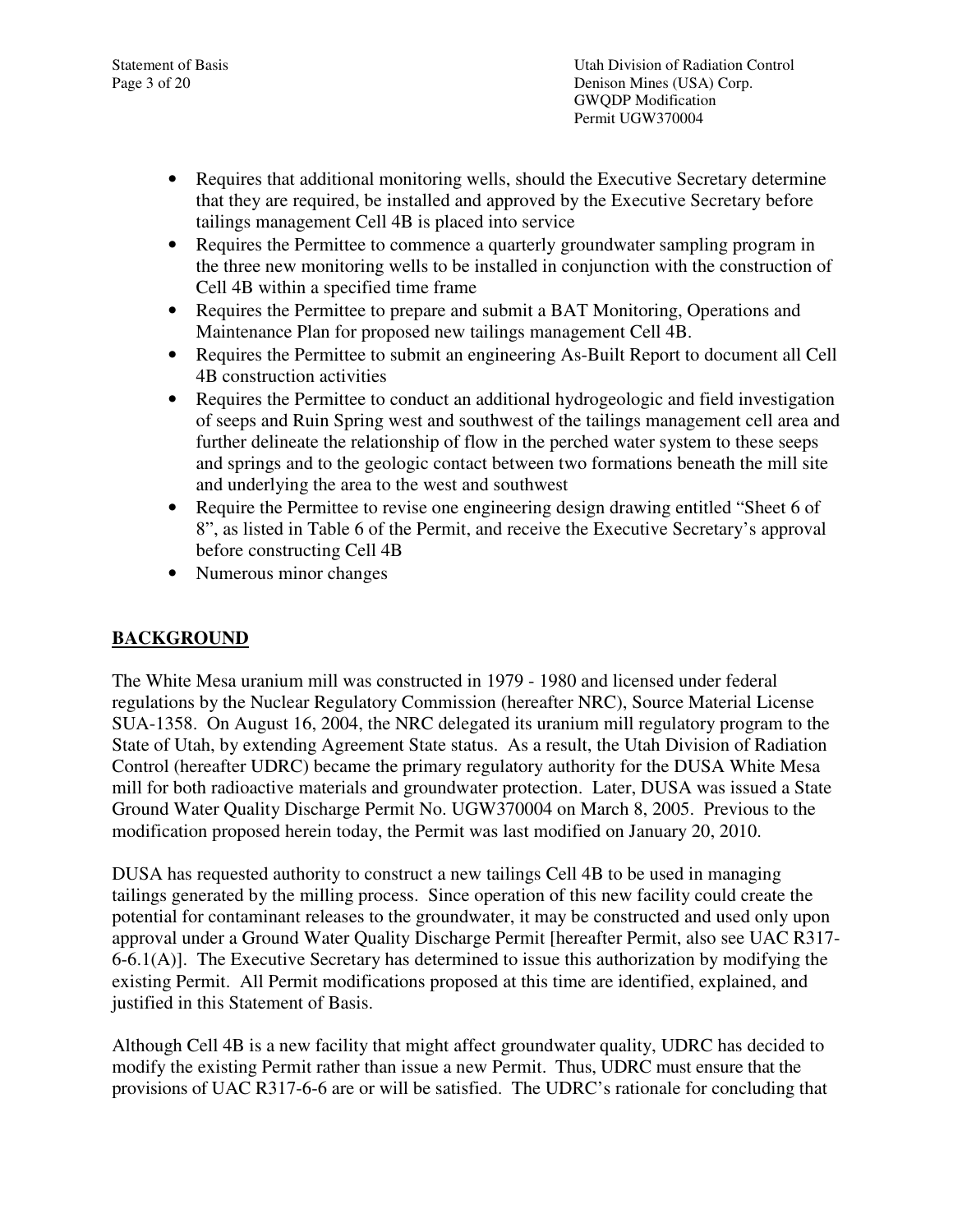- Requires that additional monitoring wells, should the Executive Secretary determine that they are required, be installed and approved by the Executive Secretary before tailings management Cell 4B is placed into service
- Requires the Permittee to commence a quarterly groundwater sampling program in the three new monitoring wells to be installed in conjunction with the construction of Cell 4B within a specified time frame
- Requires the Permittee to prepare and submit a BAT Monitoring, Operations and Maintenance Plan for proposed new tailings management Cell 4B.
- Requires the Permittee to submit an engineering As-Built Report to document all Cell 4B construction activities
- Requires the Permittee to conduct an additional hydrogeologic and field investigation of seeps and Ruin Spring west and southwest of the tailings management cell area and further delineate the relationship of flow in the perched water system to these seeps and springs and to the geologic contact between two formations beneath the mill site and underlying the area to the west and southwest
- Require the Permittee to revise one engineering design drawing entitled "Sheet 6 of 8", as listed in Table 6 of the Permit, and receive the Executive Secretary's approval before constructing Cell 4B
- Numerous minor changes

## BACKGROUND

The White Mesa uranium mill was constructed in 1979 - 1980 and licensed under federal regulations by the Nuclear Regulatory Commission (hereafter NRC), Source Material License SUA-1358. On August 16, 2004, the NRC delegated its uranium mill regulatory program to the State of Utah, by extending Agreement State status. As a result, the Utah Division of Radiation Control (hereafter UDRC) became the primary regulatory authority for the DUSA White Mesa mill for both radioactive materials and groundwater protection. Later, DUSA was issued a State Ground Water Quality Discharge Permit No. UGW370004 on March 8, 2005. Previous to the modification proposed herein today, the Permit was last modified on January 20, 2010.

DUSA has requested authority to construct a new tailings Cell 4B to be used in managing tailings generated by the milling process. Since operation of this new facility could create the potential for contaminant releases to the groundwater, it may be constructed and used only upon approval under a Ground Water Quality Discharge Permit [hereafter Permit, also see UAC R317-6-6.1(A)]. The Executive Secretary has determined to issue this authorization by modifying the existing Permit. All Permit modifications proposed at this time are identified, explained, and justified in this Statement of Basis.

Although Cell 4B is a new facility that might affect groundwater quality, UDRC has decided to modify the existing Permit rather than issue a new Permit. Thus, UDRC must ensure that the provisions of UAC R317-6-6 are or will be satisfied. The UDRC's rationale for concluding that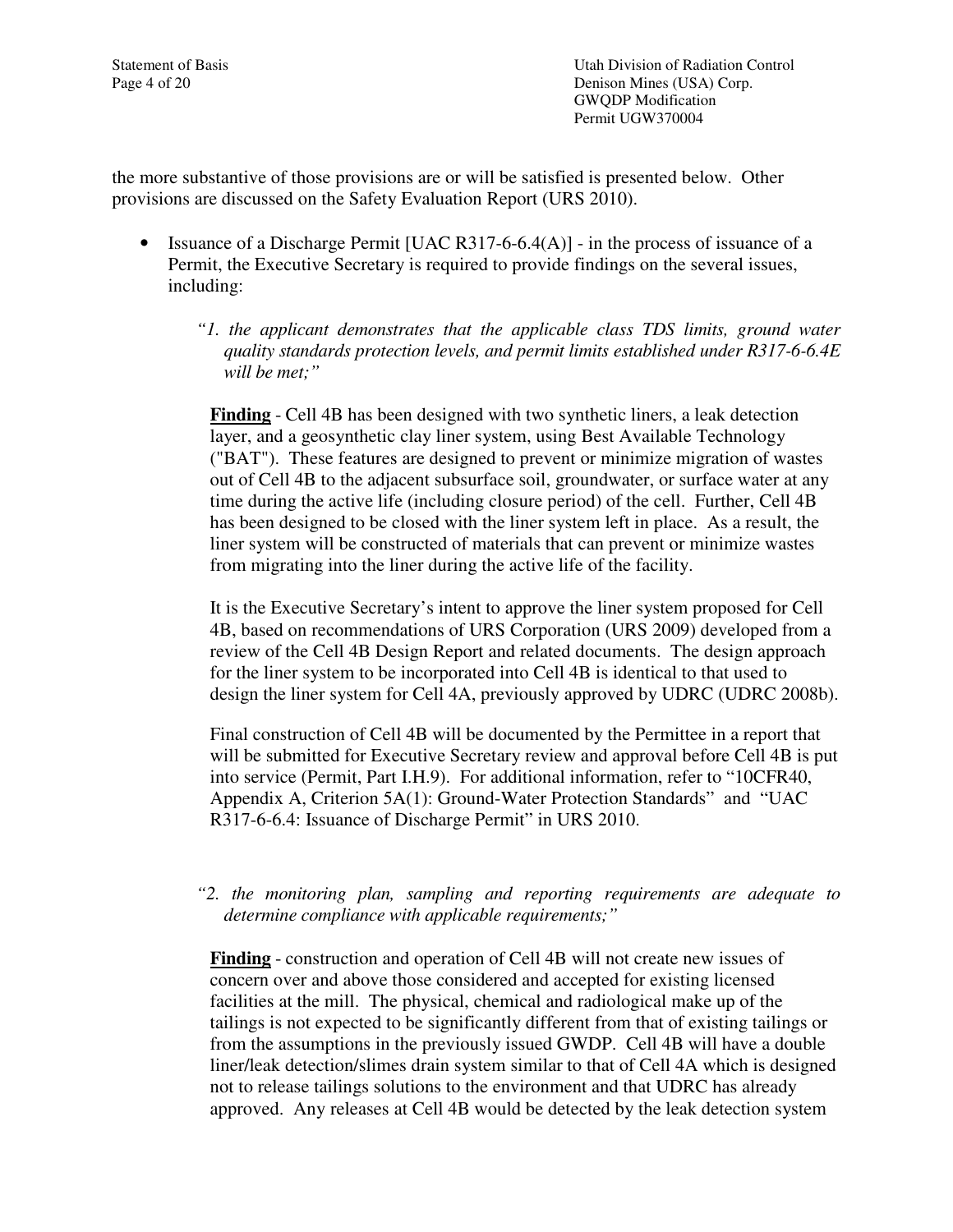the more substantive of those provisions are or will be satisfied is presented below. Other provisions are discussed on the Safety Evaluation Report (URS 2010).

- Issuance of a Discharge Permit [UAC R317-6-6.4(A)] - in the process of issuance of a Permit, the Executive Secretary is required to provide findings on the several issues, including:

  *"1. the applicant demonstrates that the applicable class TDS limits, ground water quality standards protection levels, and permit limits established under R317-6-6.4E will be met;"*

  **Finding** - Cell 4B has been designed with two synthetic liners, a leak detection layer, and a geosynthetic clay liner system, using Best Available Technology ("BAT"). These features are designed to prevent or minimize migration of wastes out of Cell 4B to the adjacent subsurface soil, groundwater, or surface water at any time during the active life (including closure period) of the cell. Further, Cell 4B has been designed to be closed with the liner system left in place. As a result, the liner system will be constructed of materials that can prevent or minimize wastes from migrating into the liner during the active life of the facility.

  It is the Executive Secretary's intent to approve the liner system proposed for Cell 4B, based on recommendations of URS Corporation (URS 2009) developed from a review of the Cell 4B Design Report and related documents. The design approach for the liner system to be incorporated into Cell 4B is identical to that used to design the liner system for Cell 4A, previously approved by UDRC (UDRC 2008b).

  Final construction of Cell 4B will be documented by the Permittee in a report that will be submitted for Executive Secretary review and approval before Cell 4B is put into service (Permit, Part I.H.9). For additional information, refer to "10CFR40, Appendix A, Criterion 5A(1): Ground-Water Protection Standards" and "UAC R317-6-6.4: Issuance of Discharge Permit" in URS 2010.

  *"2. the monitoring plan, sampling and reporting requirements are adequate to determine compliance with applicable requirements;"*

  **Finding** - construction and operation of Cell 4B will not create new issues of concern over and above those considered and accepted for existing licensed facilities at the mill. The physical, chemical and radiological make up of the tailings is not expected to be significantly different from that of existing tailings or from the assumptions in the previously issued GWDP. Cell 4B will have a double liner/leak detection/slimes drain system similar to that of Cell 4A which is designed not to release tailings solutions to the environment and that UDRC has already approved. Any releases at Cell 4B would be detected by the leak detection system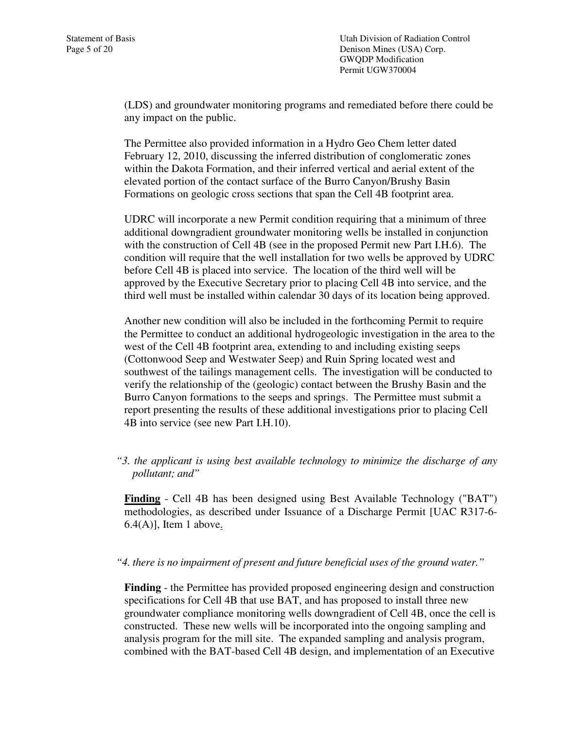(LDS) and groundwater monitoring programs and remediated before there could be any impact on the public.

The Permittee also provided information in a Hydro Geo Chem letter dated February 12, 2010, discussing the inferred distribution of conglomeratic zones within the Dakota Formation, and their inferred vertical and aerial extent of the elevated portion of the contact surface of the Burro Canyon/Brushy Basin Formations on geologic cross sections that span the Cell 4B footprint area.

UDRC will incorporate a new Permit condition requiring that a minimum of three additional downgradient groundwater monitoring wells be installed in conjunction with the construction of Cell 4B (see in the proposed Permit new Part I.H.6). The condition will require that the well installation for two wells be approved by UDRC before Cell 4B is placed into service. The location of the third well will be approved by the Executive Secretary prior to placing Cell 4B into service, and the third well must be installed within calendar 30 days of its location being approved.

Another new condition will also be included in the forthcoming Permit to require the Permittee to conduct an additional hydrogeologic investigation in the area to the west of the Cell 4B footprint area, extending to and including existing seeps (Cottonwood Seep and Westwater Seep) and Ruin Spring located west and southwest of the tailings management cells. The investigation will be conducted to verify the relationship of the (geologic) contact between the Brushy Basin and the Burro Canyon formations to the seeps and springs. The Permittee must submit a report presenting the results of these additional investigations prior to placing Cell 4B into service (see new Part I.H.10).

*"3. the applicant is using best available technology to minimize the discharge of any pollutant; and"*

**Finding** - Cell 4B has been designed using Best Available Technology ("BAT") methodologies, as described under Issuance of a Discharge Permit [UAC R317-6-6.4(A)], Item 1 above.

*"4. there is no impairment of present and future beneficial uses of the ground water."*

**Finding** - the Permittee has provided proposed engineering design and construction specifications for Cell 4B that use BAT, and has proposed to install three new groundwater compliance monitoring wells downgradient of Cell 4B, once the cell is constructed. These new wells will be incorporated into the ongoing sampling and analysis program for the mill site. The expanded sampling and analysis program, combined with the BAT-based Cell 4B design, and implementation of an Executive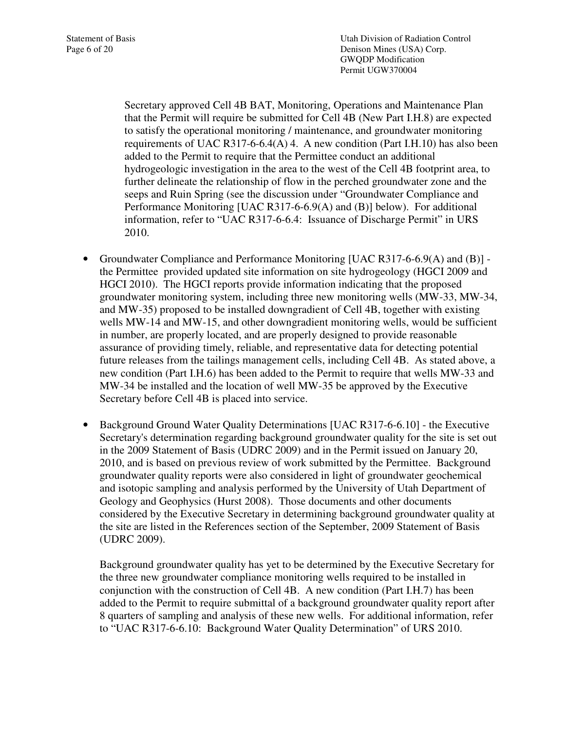Secretary approved Cell 4B BAT, Monitoring, Operations and Maintenance Plan that the Permit will require be submitted for Cell 4B (New Part I.H.8) are expected to satisfy the operational monitoring / maintenance, and groundwater monitoring requirements of UAC R317-6-6.4(A) 4. A new condition (Part I.H.10) has also been added to the Permit to require that the Permittee conduct an additional hydrogeologic investigation in the area to the west of the Cell 4B footprint area, to further delineate the relationship of flow in the perched groundwater zone and the seeps and Ruin Spring (see the discussion under "Groundwater Compliance and Performance Monitoring [UAC R317-6-6.9(A) and (B)] below). For additional information, refer to "UAC R317-6-6.4: Issuance of Discharge Permit" in URS 2010.

- Groundwater Compliance and Performance Monitoring [UAC R317-6-6.9(A) and (B)] - the Permittee provided updated site information on site hydrogeology (HGCI 2009 and HGCI 2010). The HGCI reports provide information indicating that the proposed groundwater monitoring system, including three new monitoring wells (MW-33, MW-34, and MW-35) proposed to be installed downgradient of Cell 4B, together with existing wells MW-14 and MW-15, and other downgradient monitoring wells, would be sufficient in number, are properly located, and are properly designed to provide reasonable assurance of providing timely, reliable, and representative data for detecting potential future releases from the tailings management cells, including Cell 4B. As stated above, a new condition (Part I.H.6) has been added to the Permit to require that wells MW-33 and MW-34 be installed and the location of well MW-35 be approved by the Executive Secretary before Cell 4B is placed into service.

- Background Ground Water Quality Determinations [UAC R317-6-6.10] - the Executive Secretary's determination regarding background groundwater quality for the site is set out in the 2009 Statement of Basis (UDRC 2009) and in the Permit issued on January 20, 2010, and is based on previous review of work submitted by the Permittee. Background groundwater quality reports were also considered in light of groundwater geochemical and isotopic sampling and analysis performed by the University of Utah Department of Geology and Geophysics (Hurst 2008). Those documents and other documents considered by the Executive Secretary in determining background groundwater quality at the site are listed in the References section of the September, 2009 Statement of Basis (UDRC 2009).

  Background groundwater quality has yet to be determined by the Executive Secretary for the three new groundwater compliance monitoring wells required to be installed in conjunction with the construction of Cell 4B. A new condition (Part I.H.7) has been added to the Permit to require submittal of a background groundwater quality report after 8 quarters of sampling and analysis of these new wells. For additional information, refer to "UAC R317-6-6.10: Background Water Quality Determination" of URS 2010.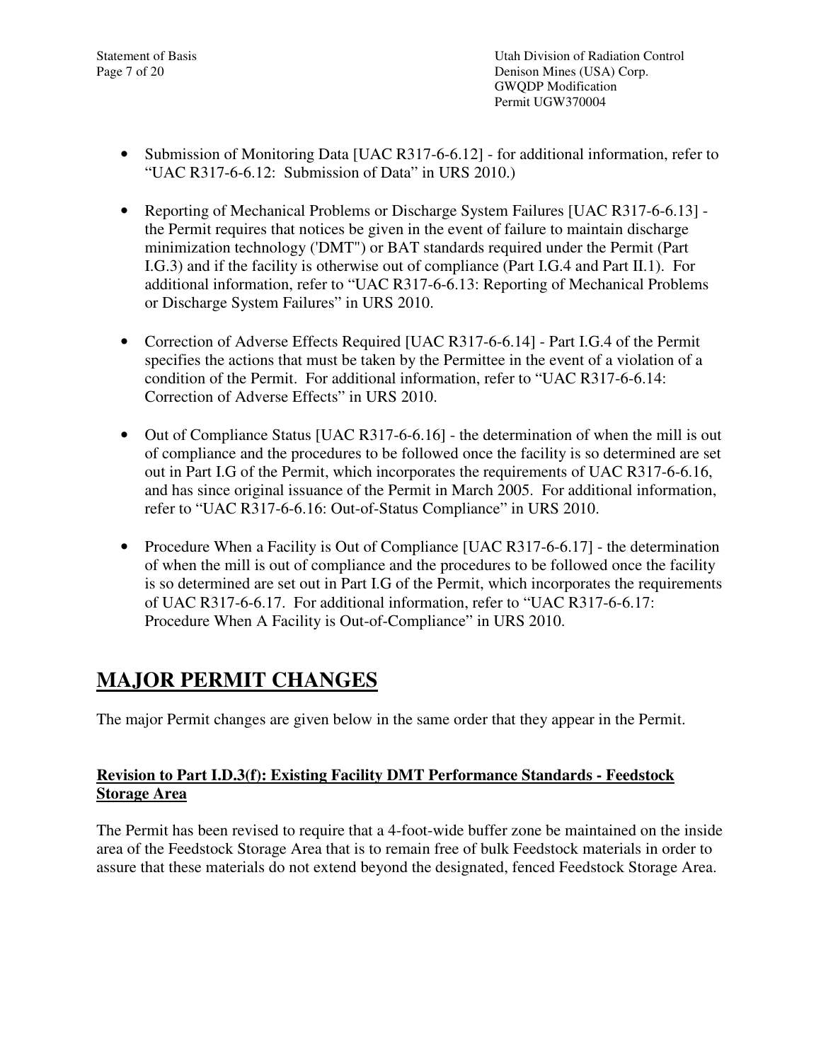- Submission of Monitoring Data [UAC R317-6-6.12] - for additional information, refer to "UAC R317-6-6.12: Submission of Data" in URS 2010.)

- Reporting of Mechanical Problems or Discharge System Failures [UAC R317-6-6.13] - the Permit requires that notices be given in the event of failure to maintain discharge minimization technology ('DMT") or BAT standards required under the Permit (Part I.G.3) and if the facility is otherwise out of compliance (Part I.G.4 and Part II.1). For additional information, refer to "UAC R317-6-6.13: Reporting of Mechanical Problems or Discharge System Failures" in URS 2010.

- Correction of Adverse Effects Required [UAC R317-6-6.14] - Part I.G.4 of the Permit specifies the actions that must be taken by the Permittee in the event of a violation of a condition of the Permit. For additional information, refer to "UAC R317-6-6.14: Correction of Adverse Effects" in URS 2010.

- Out of Compliance Status [UAC R317-6-6.16] - the determination of when the mill is out of compliance and the procedures to be followed once the facility is so determined are set out in Part I.G of the Permit, which incorporates the requirements of UAC R317-6-6.16, and has since original issuance of the Permit in March 2005. For additional information, refer to "UAC R317-6-6.16: Out-of-Status Compliance" in URS 2010.

- Procedure When a Facility is Out of Compliance [UAC R317-6-6.17] - the determination of when the mill is out of compliance and the procedures to be followed once the facility is so determined are set out in Part I.G of the Permit, which incorporates the requirements of UAC R317-6-6.17. For additional information, refer to "UAC R317-6-6.17: Procedure When A Facility is Out-of-Compliance" in URS 2010.

# MAJOR PERMIT CHANGES

The major Permit changes are given below in the same order that they appear in the Permit.

**Revision to Part I.D.3(f): Existing Facility DMT Performance Standards - Feedstock Storage Area**

The Permit has been revised to require that a 4-foot-wide buffer zone be maintained on the inside area of the Feedstock Storage Area that is to remain free of bulk Feedstock materials in order to assure that these materials do not extend beyond the designated, fenced Feedstock Storage Area.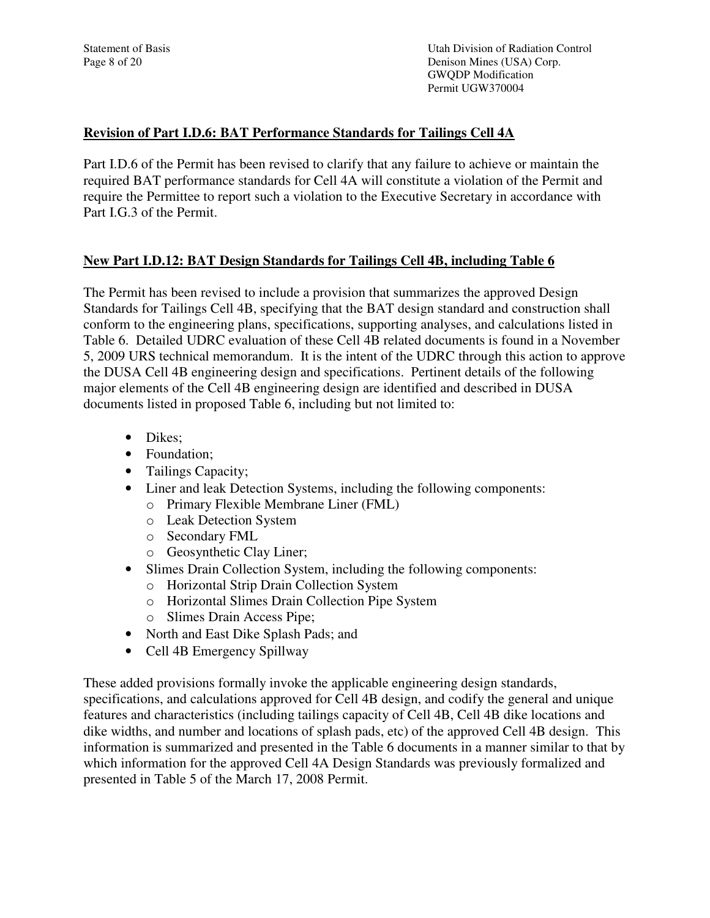**Revision of Part I.D.6: BAT Performance Standards for Tailings Cell 4A**

Part I.D.6 of the Permit has been revised to clarify that any failure to achieve or maintain the required BAT performance standards for Cell 4A will constitute a violation of the Permit and require the Permittee to report such a violation to the Executive Secretary in accordance with Part I.G.3 of the Permit.

**New Part I.D.12: BAT Design Standards for Tailings Cell 4B, including Table 6**

The Permit has been revised to include a provision that summarizes the approved Design Standards for Tailings Cell 4B, specifying that the BAT design standard and construction shall conform to the engineering plans, specifications, supporting analyses, and calculations listed in Table 6. Detailed UDRC evaluation of these Cell 4B related documents is found in a November 5, 2009 URS technical memorandum. It is the intent of the UDRC through this action to approve the DUSA Cell 4B engineering design and specifications. Pertinent details of the following major elements of the Cell 4B engineering design are identified and described in DUSA documents listed in proposed Table 6, including but not limited to:

- Dikes;
- Foundation;
- Tailings Capacity;
- Liner and leak Detection Systems, including the following components:
  - Primary Flexible Membrane Liner (FML)
  - Leak Detection System
  - Secondary FML
  - Geosynthetic Clay Liner;
- Slimes Drain Collection System, including the following components:
  - Horizontal Strip Drain Collection System
  - Horizontal Slimes Drain Collection Pipe System
  - Slimes Drain Access Pipe;
- North and East Dike Splash Pads; and
- Cell 4B Emergency Spillway

These added provisions formally invoke the applicable engineering design standards, specifications, and calculations approved for Cell 4B design, and codify the general and unique features and characteristics (including tailings capacity of Cell 4B, Cell 4B dike locations and dike widths, and number and locations of splash pads, etc) of the approved Cell 4B design. This information is summarized and presented in the Table 6 documents in a manner similar to that by which information for the approved Cell 4A Design Standards was previously formalized and presented in Table 5 of the March 17, 2008 Permit.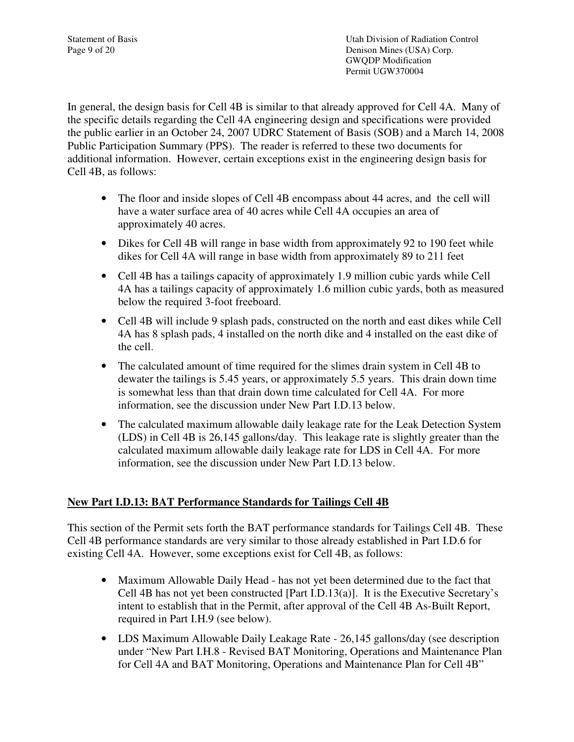In general, the design basis for Cell 4B is similar to that already approved for Cell 4A. Many of the specific details regarding the Cell 4A engineering design and specifications were provided the public earlier in an October 24, 2007 UDRC Statement of Basis (SOB) and a March 14, 2008 Public Participation Summary (PPS). The reader is referred to these two documents for additional information. However, certain exceptions exist in the engineering design basis for Cell 4B, as follows:

- The floor and inside slopes of Cell 4B encompass about 44 acres, and the cell will have a water surface area of 40 acres while Cell 4A occupies an area of approximately 40 acres.
- Dikes for Cell 4B will range in base width from approximately 92 to 190 feet while dikes for Cell 4A will range in base width from approximately 89 to 211 feet
- Cell 4B has a tailings capacity of approximately 1.9 million cubic yards while Cell 4A has a tailings capacity of approximately 1.6 million cubic yards, both as measured below the required 3-foot freeboard.
- Cell 4B will include 9 splash pads, constructed on the north and east dikes while Cell 4A has 8 splash pads, 4 installed on the north dike and 4 installed on the east dike of the cell.
- The calculated amount of time required for the slimes drain system in Cell 4B to dewater the tailings is 5.45 years, or approximately 5.5 years. This drain down time is somewhat less than that drain down time calculated for Cell 4A. For more information, see the discussion under New Part I.D.13 below.
- The calculated maximum allowable daily leakage rate for the Leak Detection System (LDS) in Cell 4B is 26,145 gallons/day. This leakage rate is slightly greater than the calculated maximum allowable daily leakage rate for LDS in Cell 4A. For more information, see the discussion under New Part I.D.13 below.

## New Part I.D.13: BAT Performance Standards for Tailings Cell 4B

This section of the Permit sets forth the BAT performance standards for Tailings Cell 4B. These Cell 4B performance standards are very similar to those already established in Part I.D.6 for existing Cell 4A. However, some exceptions exist for Cell 4B, as follows:

- Maximum Allowable Daily Head - has not yet been determined due to the fact that Cell 4B has not yet been constructed [Part I.D.13(a)]. It is the Executive Secretary's intent to establish that in the Permit, after approval of the Cell 4B As-Built Report, required in Part I.H.9 (see below).
- LDS Maximum Allowable Daily Leakage Rate - 26,145 gallons/day (see description under "New Part I.H.8 - Revised BAT Monitoring, Operations and Maintenance Plan for Cell 4A and BAT Monitoring, Operations and Maintenance Plan for Cell 4B"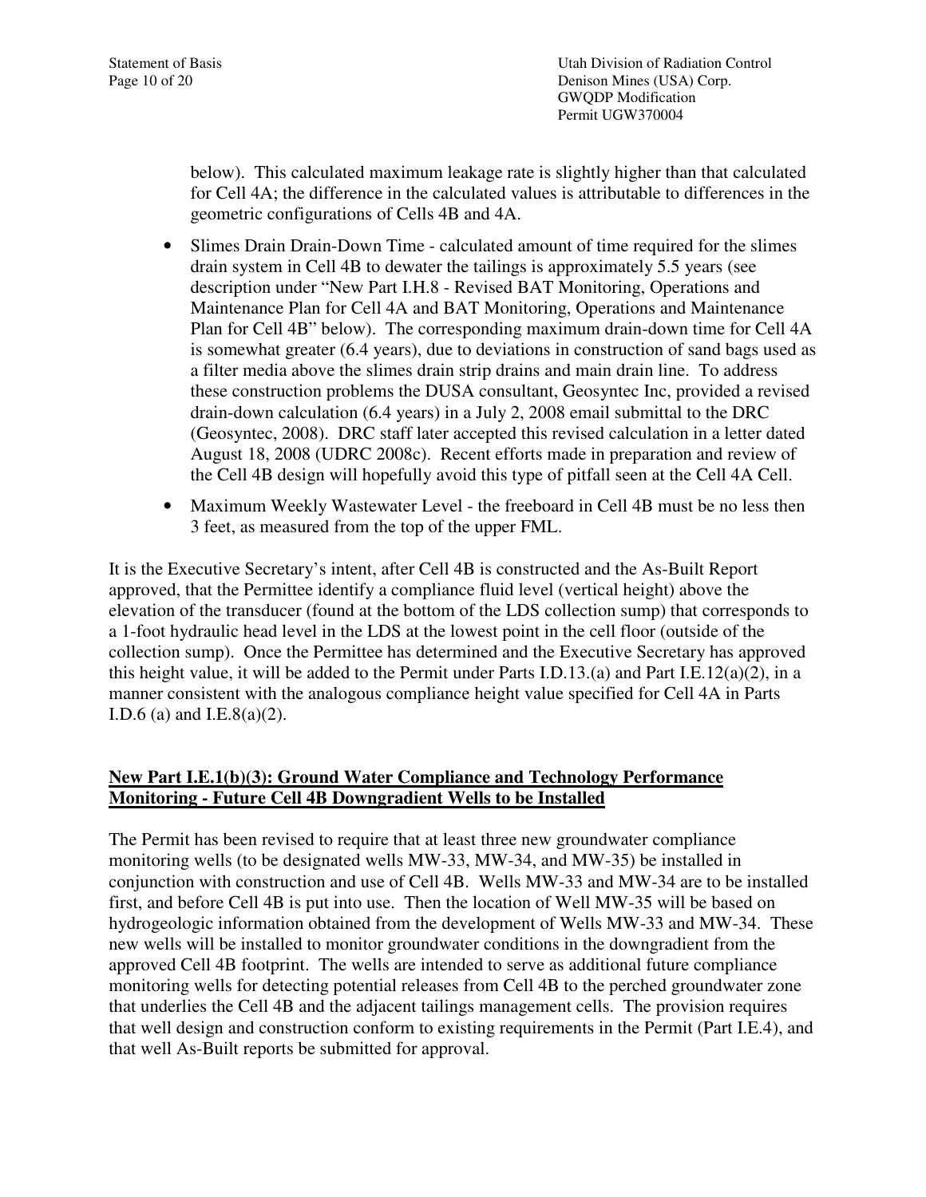below). This calculated maximum leakage rate is slightly higher than that calculated for Cell 4A; the difference in the calculated values is attributable to differences in the geometric configurations of Cells 4B and 4A.

- Slimes Drain Drain-Down Time - calculated amount of time required for the slimes drain system in Cell 4B to dewater the tailings is approximately 5.5 years (see description under "New Part I.H.8 - Revised BAT Monitoring, Operations and Maintenance Plan for Cell 4A and BAT Monitoring, Operations and Maintenance Plan for Cell 4B" below). The corresponding maximum drain-down time for Cell 4A is somewhat greater (6.4 years), due to deviations in construction of sand bags used as a filter media above the slimes drain strip drains and main drain line. To address these construction problems the DUSA consultant, Geosyntec Inc, provided a revised drain-down calculation (6.4 years) in a July 2, 2008 email submittal to the DRC (Geosyntec, 2008). DRC staff later accepted this revised calculation in a letter dated August 18, 2008 (UDRC 2008c). Recent efforts made in preparation and review of the Cell 4B design will hopefully avoid this type of pitfall seen at the Cell 4A Cell.
- Maximum Weekly Wastewater Level - the freeboard in Cell 4B must be no less then 3 feet, as measured from the top of the upper FML.

It is the Executive Secretary's intent, after Cell 4B is constructed and the As-Built Report approved, that the Permittee identify a compliance fluid level (vertical height) above the elevation of the transducer (found at the bottom of the LDS collection sump) that corresponds to a 1-foot hydraulic head level in the LDS at the lowest point in the cell floor (outside of the collection sump). Once the Permittee has determined and the Executive Secretary has approved this height value, it will be added to the Permit under Parts I.D.13.(a) and Part I.E.12(a)(2), in a manner consistent with the analogous compliance height value specified for Cell 4A in Parts I.D.6 (a) and I.E.8(a)(2).

## New Part I.E.1(b)(3): Ground Water Compliance and Technology Performance Monitoring - Future Cell 4B Downgradient Wells to be Installed

The Permit has been revised to require that at least three new groundwater compliance monitoring wells (to be designated wells MW-33, MW-34, and MW-35) be installed in conjunction with construction and use of Cell 4B. Wells MW-33 and MW-34 are to be installed first, and before Cell 4B is put into use. Then the location of Well MW-35 will be based on hydrogeologic information obtained from the development of Wells MW-33 and MW-34. These new wells will be installed to monitor groundwater conditions in the downgradient from the approved Cell 4B footprint. The wells are intended to serve as additional future compliance monitoring wells for detecting potential releases from Cell 4B to the perched groundwater zone that underlies the Cell 4B and the adjacent tailings management cells. The provision requires that well design and construction conform to existing requirements in the Permit (Part I.E.4), and that well As-Built reports be submitted for approval.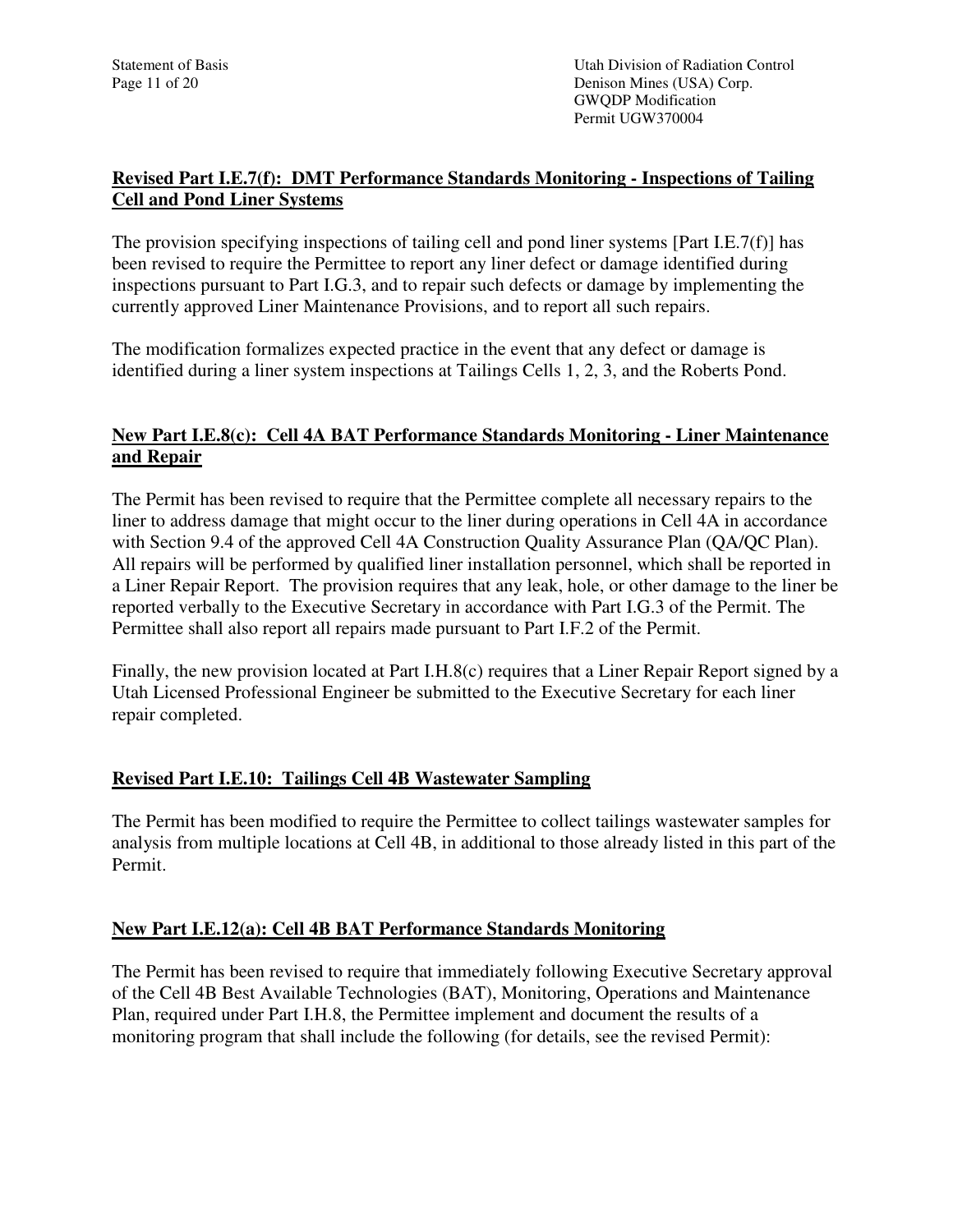**Revised Part I.E.7(f): DMT Performance Standards Monitoring - Inspections of Tailing Cell and Pond Liner Systems**

The provision specifying inspections of tailing cell and pond liner systems [Part I.E.7(f)] has been revised to require the Permittee to report any liner defect or damage identified during inspections pursuant to Part I.G.3, and to repair such defects or damage by implementing the currently approved Liner Maintenance Provisions, and to report all such repairs.

The modification formalizes expected practice in the event that any defect or damage is identified during a liner system inspections at Tailings Cells 1, 2, 3, and the Roberts Pond.

**New Part I.E.8(c): Cell 4A BAT Performance Standards Monitoring - Liner Maintenance and Repair**

The Permit has been revised to require that the Permittee complete all necessary repairs to the liner to address damage that might occur to the liner during operations in Cell 4A in accordance with Section 9.4 of the approved Cell 4A Construction Quality Assurance Plan (QA/QC Plan). All repairs will be performed by qualified liner installation personnel, which shall be reported in a Liner Repair Report. The provision requires that any leak, hole, or other damage to the liner be reported verbally to the Executive Secretary in accordance with Part I.G.3 of the Permit. The Permittee shall also report all repairs made pursuant to Part I.F.2 of the Permit.

Finally, the new provision located at Part I.H.8(c) requires that a Liner Repair Report signed by a Utah Licensed Professional Engineer be submitted to the Executive Secretary for each liner repair completed.

**Revised Part I.E.10: Tailings Cell 4B Wastewater Sampling**

The Permit has been modified to require the Permittee to collect tailings wastewater samples for analysis from multiple locations at Cell 4B, in additional to those already listed in this part of the Permit.

**New Part I.E.12(a): Cell 4B BAT Performance Standards Monitoring**

The Permit has been revised to require that immediately following Executive Secretary approval of the Cell 4B Best Available Technologies (BAT), Monitoring, Operations and Maintenance Plan, required under Part I.H.8, the Permittee implement and document the results of a monitoring program that shall include the following (for details, see the revised Permit):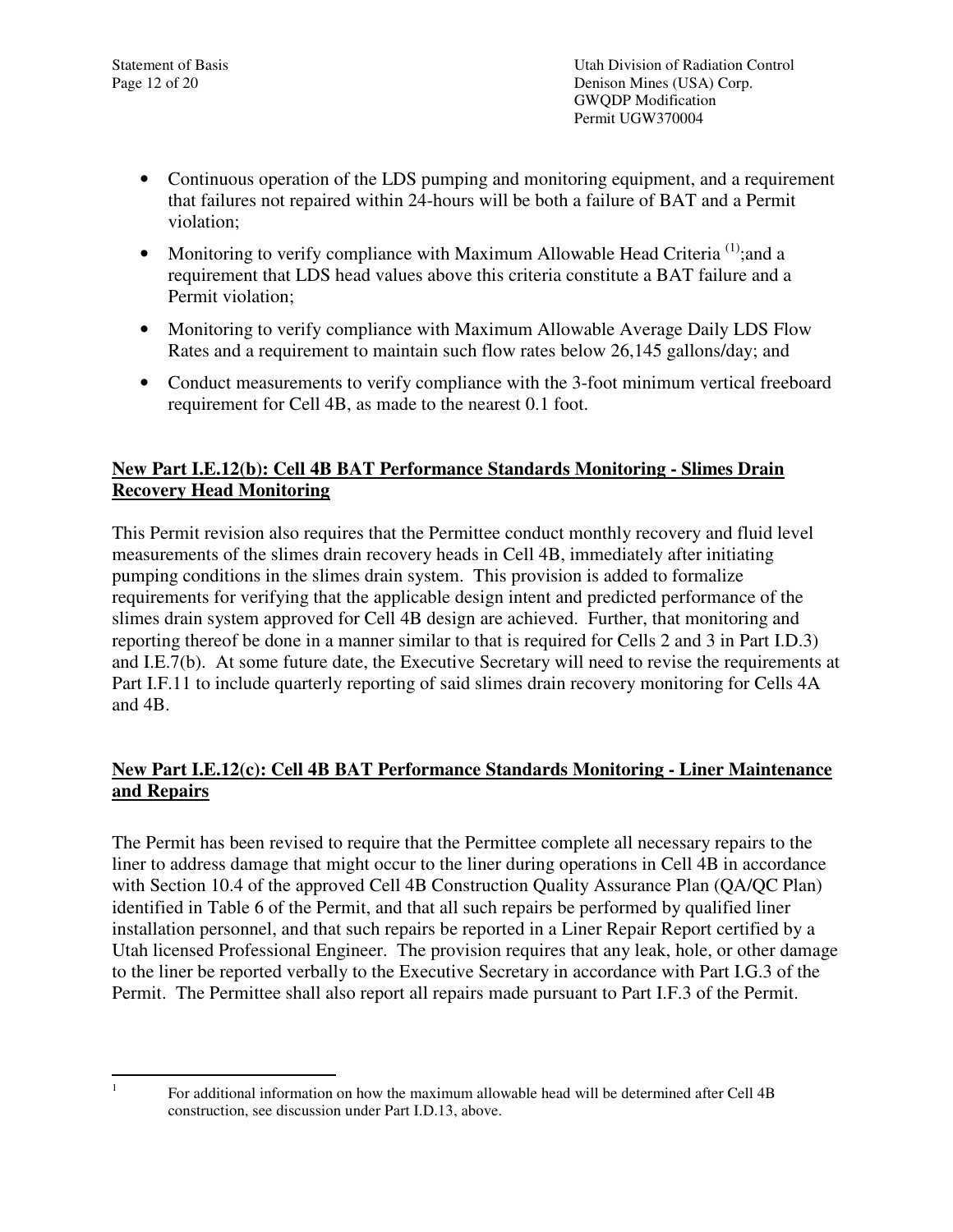- Continuous operation of the LDS pumping and monitoring equipment, and a requirement that failures not repaired within 24-hours will be both a failure of BAT and a Permit violation;
- Monitoring to verify compliance with Maximum Allowable Head Criteria [(1)];and a requirement that LDS head values above this criteria constitute a BAT failure and a Permit violation;
- Monitoring to verify compliance with Maximum Allowable Average Daily LDS Flow Rates and a requirement to maintain such flow rates below 26,145 gallons/day; and
- Conduct measurements to verify compliance with the 3-foot minimum vertical freeboard requirement for Cell 4B, as made to the nearest 0.1 foot.

**New Part I.E.12(b): Cell 4B BAT Performance Standards Monitoring - Slimes Drain Recovery Head Monitoring**

This Permit revision also requires that the Permittee conduct monthly recovery and fluid level measurements of the slimes drain recovery heads in Cell 4B, immediately after initiating pumping conditions in the slimes drain system. This provision is added to formalize requirements for verifying that the applicable design intent and predicted performance of the slimes drain system approved for Cell 4B design are achieved. Further, that monitoring and reporting thereof be done in a manner similar to that is required for Cells 2 and 3 in Part I.D.3) and I.E.7(b). At some future date, the Executive Secretary will need to revise the requirements at Part I.F.11 to include quarterly reporting of said slimes drain recovery monitoring for Cells 4A and 4B.

**New Part I.E.12(c): Cell 4B BAT Performance Standards Monitoring - Liner Maintenance and Repairs**

The Permit has been revised to require that the Permittee complete all necessary repairs to the liner to address damage that might occur to the liner during operations in Cell 4B in accordance with Section 10.4 of the approved Cell 4B Construction Quality Assurance Plan (QA/QC Plan) identified in Table 6 of the Permit, and that all such repairs be performed by qualified liner installation personnel, and that such repairs be reported in a Liner Repair Report certified by a Utah licensed Professional Engineer. The provision requires that any leak, hole, or other damage to the liner be reported verbally to the Executive Secretary in accordance with Part I.G.3 of the Permit. The Permittee shall also report all repairs made pursuant to Part I.F.3 of the Permit.

---

[1] For additional information on how the maximum allowable head will be determined after Cell 4B construction, see discussion under Part I.D.13, above.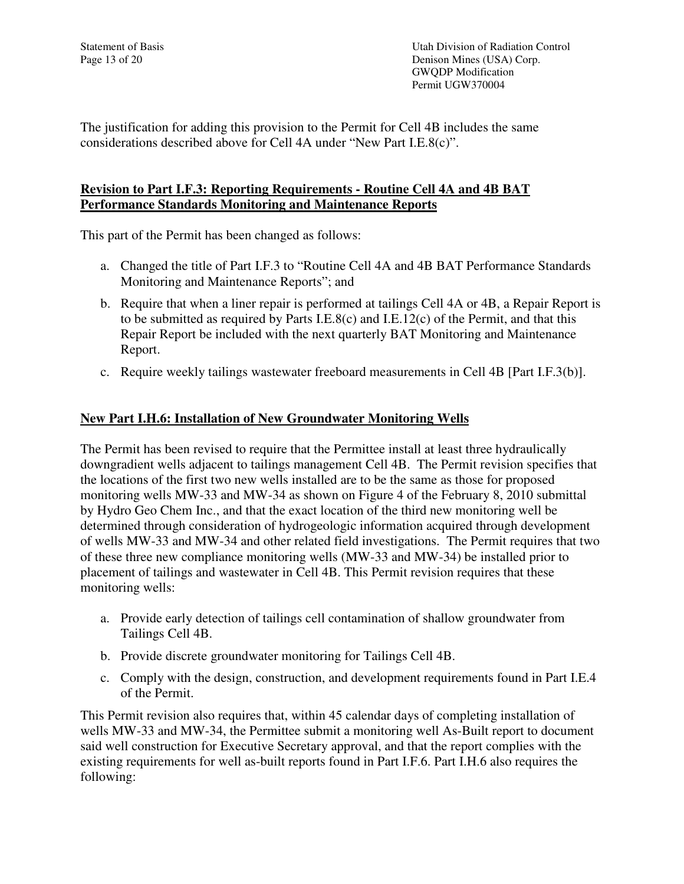The justification for adding this provision to the Permit for Cell 4B includes the same considerations described above for Cell 4A under "New Part I.E.8(c)".

## Revision to Part I.F.3: Reporting Requirements - Routine Cell 4A and 4B BAT Performance Standards Monitoring and Maintenance Reports

This part of the Permit has been changed as follows:

a. Changed the title of Part I.F.3 to "Routine Cell 4A and 4B BAT Performance Standards Monitoring and Maintenance Reports"; and

b. Require that when a liner repair is performed at tailings Cell 4A or 4B, a Repair Report is to be submitted as required by Parts I.E.8(c) and I.E.12(c) of the Permit, and that this Repair Report be included with the next quarterly BAT Monitoring and Maintenance Report.

c. Require weekly tailings wastewater freeboard measurements in Cell 4B [Part I.F.3(b)].

## New Part I.H.6: Installation of New Groundwater Monitoring Wells

The Permit has been revised to require that the Permittee install at least three hydraulically downgradient wells adjacent to tailings management Cell 4B. The Permit revision specifies that the locations of the first two new wells installed are to be the same as those for proposed monitoring wells MW-33 and MW-34 as shown on Figure 4 of the February 8, 2010 submittal by Hydro Geo Chem Inc., and that the exact location of the third new monitoring well be determined through consideration of hydrogeologic information acquired through development of wells MW-33 and MW-34 and other related field investigations. The Permit requires that two of these three new compliance monitoring wells (MW-33 and MW-34) be installed prior to placement of tailings and wastewater in Cell 4B. This Permit revision requires that these monitoring wells:

a. Provide early detection of tailings cell contamination of shallow groundwater from Tailings Cell 4B.

b. Provide discrete groundwater monitoring for Tailings Cell 4B.

c. Comply with the design, construction, and development requirements found in Part I.E.4 of the Permit.

This Permit revision also requires that, within 45 calendar days of completing installation of wells MW-33 and MW-34, the Permittee submit a monitoring well As-Built report to document said well construction for Executive Secretary approval, and that the report complies with the existing requirements for well as-built reports found in Part I.F.6. Part I.H.6 also requires the following: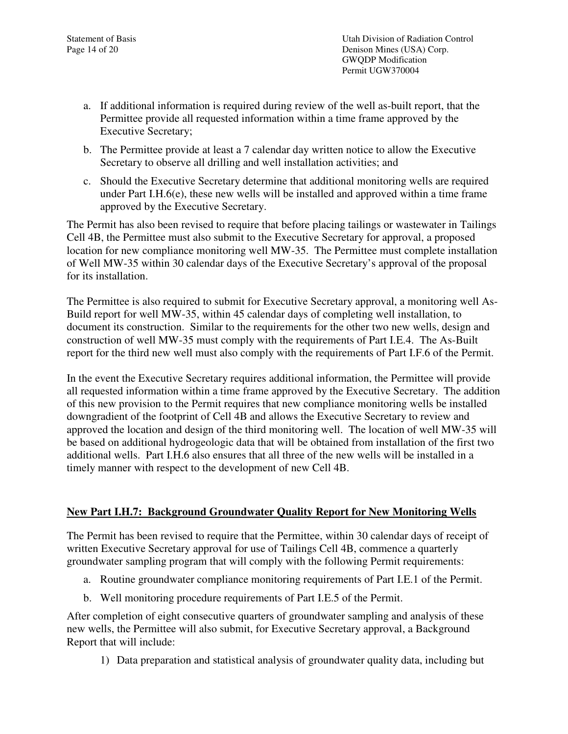a. If additional information is required during review of the well as-built report, that the Permittee provide all requested information within a time frame approved by the Executive Secretary;

b. The Permittee provide at least a 7 calendar day written notice to allow the Executive Secretary to observe all drilling and well installation activities; and

c. Should the Executive Secretary determine that additional monitoring wells are required under Part I.H.6(e), these new wells will be installed and approved within a time frame approved by the Executive Secretary.

The Permit has also been revised to require that before placing tailings or wastewater in Tailings Cell 4B, the Permittee must also submit to the Executive Secretary for approval, a proposed location for new compliance monitoring well MW-35. The Permittee must complete installation of Well MW-35 within 30 calendar days of the Executive Secretary's approval of the proposal for its installation.

The Permittee is also required to submit for Executive Secretary approval, a monitoring well As-Build report for well MW-35, within 45 calendar days of completing well installation, to document its construction. Similar to the requirements for the other two new wells, design and construction of well MW-35 must comply with the requirements of Part I.E.4. The As-Built report for the third new well must also comply with the requirements of Part I.F.6 of the Permit.

In the event the Executive Secretary requires additional information, the Permittee will provide all requested information within a time frame approved by the Executive Secretary. The addition of this new provision to the Permit requires that new compliance monitoring wells be installed downgradient of the footprint of Cell 4B and allows the Executive Secretary to review and approved the location and design of the third monitoring well. The location of well MW-35 will be based on additional hydrogeologic data that will be obtained from installation of the first two additional wells. Part I.H.6 also ensures that all three of the new wells will be installed in a timely manner with respect to the development of new Cell 4B.

**<u>New Part I.H.7: Background Groundwater Quality Report for New Monitoring Wells</u>**

The Permit has been revised to require that the Permittee, within 30 calendar days of receipt of written Executive Secretary approval for use of Tailings Cell 4B, commence a quarterly groundwater sampling program that will comply with the following Permit requirements:

a. Routine groundwater compliance monitoring requirements of Part I.E.1 of the Permit.

b. Well monitoring procedure requirements of Part I.E.5 of the Permit.

After completion of eight consecutive quarters of groundwater sampling and analysis of these new wells, the Permittee will also submit, for Executive Secretary approval, a Background Report that will include:

1) Data preparation and statistical analysis of groundwater quality data, including but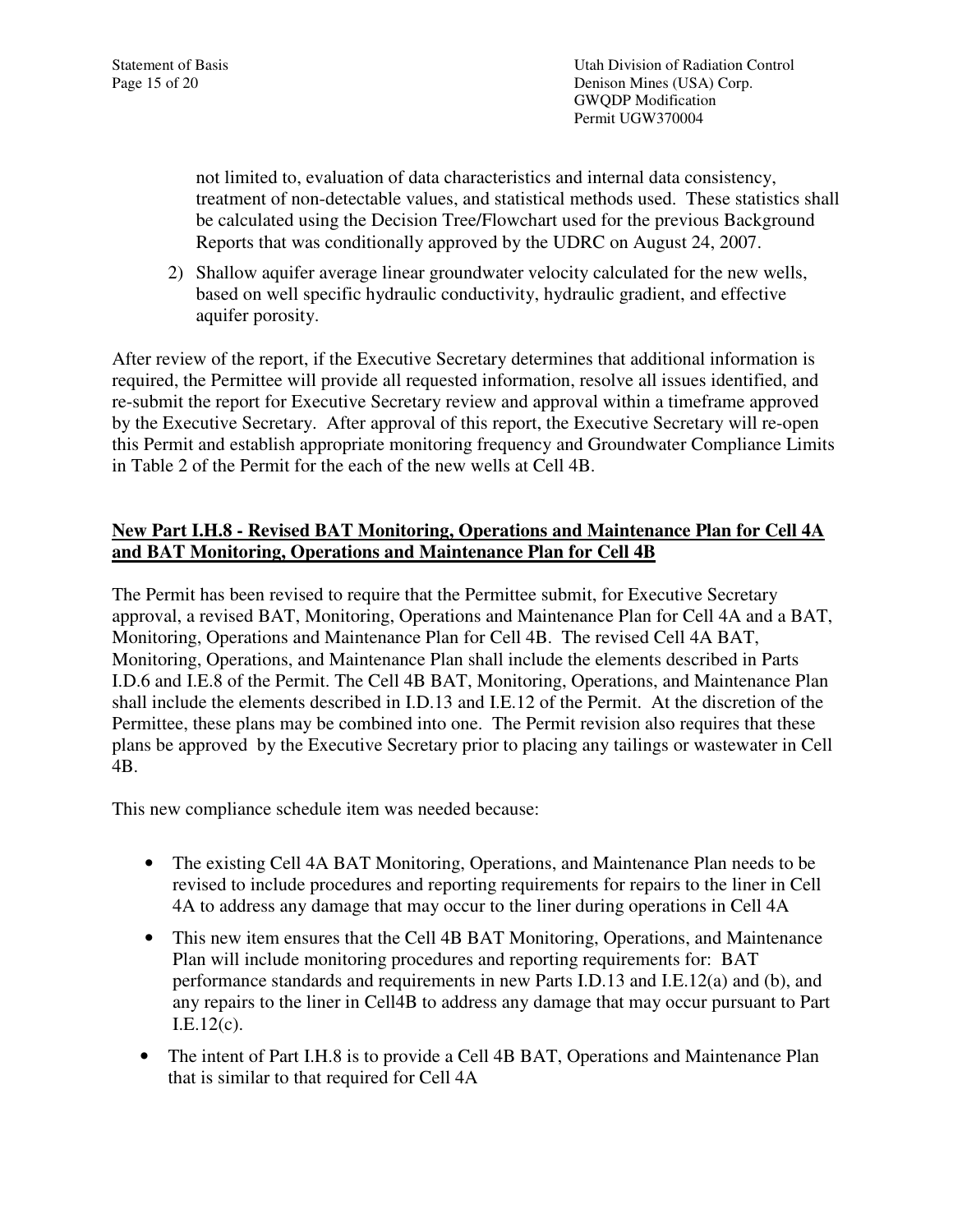not limited to, evaluation of data characteristics and internal data consistency, treatment of non-detectable values, and statistical methods used. These statistics shall be calculated using the Decision Tree/Flowchart used for the previous Background Reports that was conditionally approved by the UDRC on August 24, 2007.

2) Shallow aquifer average linear groundwater velocity calculated for the new wells, based on well specific hydraulic conductivity, hydraulic gradient, and effective aquifer porosity.

After review of the report, if the Executive Secretary determines that additional information is required, the Permittee will provide all requested information, resolve all issues identified, and re-submit the report for Executive Secretary review and approval within a timeframe approved by the Executive Secretary. After approval of this report, the Executive Secretary will re-open this Permit and establish appropriate monitoring frequency and Groundwater Compliance Limits in Table 2 of the Permit for the each of the new wells at Cell 4B.

**New Part I.H.8 - Revised BAT Monitoring, Operations and Maintenance Plan for Cell 4A and BAT Monitoring, Operations and Maintenance Plan for Cell 4B**

The Permit has been revised to require that the Permittee submit, for Executive Secretary approval, a revised BAT, Monitoring, Operations and Maintenance Plan for Cell 4A and a BAT, Monitoring, Operations and Maintenance Plan for Cell 4B. The revised Cell 4A BAT, Monitoring, Operations, and Maintenance Plan shall include the elements described in Parts I.D.6 and I.E.8 of the Permit. The Cell 4B BAT, Monitoring, Operations, and Maintenance Plan shall include the elements described in I.D.13 and I.E.12 of the Permit. At the discretion of the Permittee, these plans may be combined into one. The Permit revision also requires that these plans be approved by the Executive Secretary prior to placing any tailings or wastewater in Cell 4B.

This new compliance schedule item was needed because:

- The existing Cell 4A BAT Monitoring, Operations, and Maintenance Plan needs to be revised to include procedures and reporting requirements for repairs to the liner in Cell 4A to address any damage that may occur to the liner during operations in Cell 4A
- This new item ensures that the Cell 4B BAT Monitoring, Operations, and Maintenance Plan will include monitoring procedures and reporting requirements for: BAT performance standards and requirements in new Parts I.D.13 and I.E.12(a) and (b), and any repairs to the liner in Cell4B to address any damage that may occur pursuant to Part I.E.12(c).
- The intent of Part I.H.8 is to provide a Cell 4B BAT, Operations and Maintenance Plan that is similar to that required for Cell 4A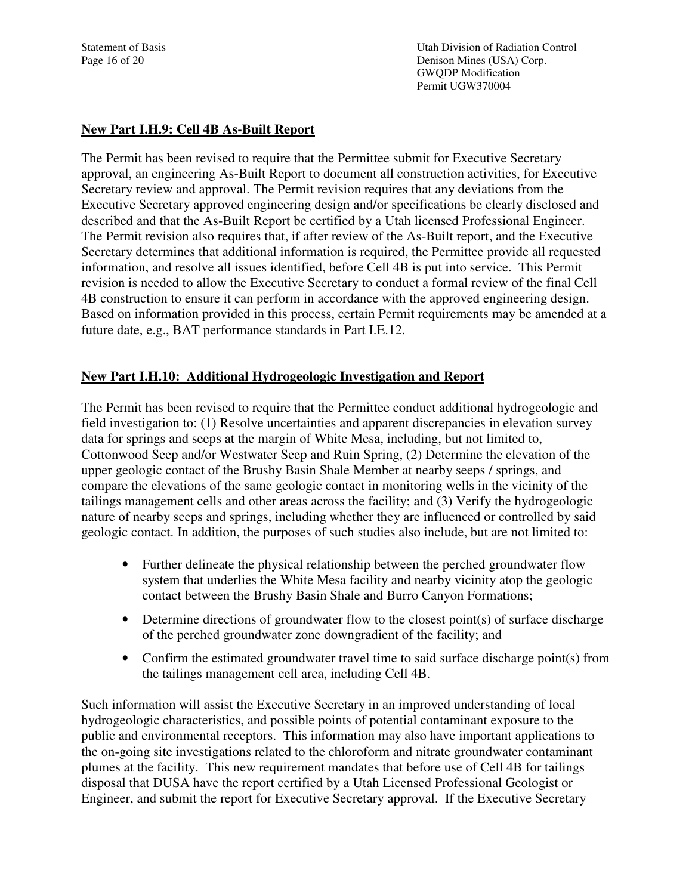**New Part I.H.9: Cell 4B As-Built Report**

The Permit has been revised to require that the Permittee submit for Executive Secretary approval, an engineering As-Built Report to document all construction activities, for Executive Secretary review and approval. The Permit revision requires that any deviations from the Executive Secretary approved engineering design and/or specifications be clearly disclosed and described and that the As-Built Report be certified by a Utah licensed Professional Engineer. The Permit revision also requires that, if after review of the As-Built report, and the Executive Secretary determines that additional information is required, the Permittee provide all requested information, and resolve all issues identified, before Cell 4B is put into service. This Permit revision is needed to allow the Executive Secretary to conduct a formal review of the final Cell 4B construction to ensure it can perform in accordance with the approved engineering design. Based on information provided in this process, certain Permit requirements may be amended at a future date, e.g., BAT performance standards in Part I.E.12.

**New Part I.H.10: Additional Hydrogeologic Investigation and Report**

The Permit has been revised to require that the Permittee conduct additional hydrogeologic and field investigation to: (1) Resolve uncertainties and apparent discrepancies in elevation survey data for springs and seeps at the margin of White Mesa, including, but not limited to, Cottonwood Seep and/or Westwater Seep and Ruin Spring, (2) Determine the elevation of the upper geologic contact of the Brushy Basin Shale Member at nearby seeps / springs, and compare the elevations of the same geologic contact in monitoring wells in the vicinity of the tailings management cells and other areas across the facility; and (3) Verify the hydrogeologic nature of nearby seeps and springs, including whether they are influenced or controlled by said geologic contact. In addition, the purposes of such studies also include, but are not limited to:

- Further delineate the physical relationship between the perched groundwater flow system that underlies the White Mesa facility and nearby vicinity atop the geologic contact between the Brushy Basin Shale and Burro Canyon Formations;
- Determine directions of groundwater flow to the closest point(s) of surface discharge of the perched groundwater zone downgradient of the facility; and
- Confirm the estimated groundwater travel time to said surface discharge point(s) from the tailings management cell area, including Cell 4B.

Such information will assist the Executive Secretary in an improved understanding of local hydrogeologic characteristics, and possible points of potential contaminant exposure to the public and environmental receptors. This information may also have important applications to the on-going site investigations related to the chloroform and nitrate groundwater contaminant plumes at the facility. This new requirement mandates that before use of Cell 4B for tailings disposal that DUSA have the report certified by a Utah Licensed Professional Geologist or Engineer, and submit the report for Executive Secretary approval. If the Executive Secretary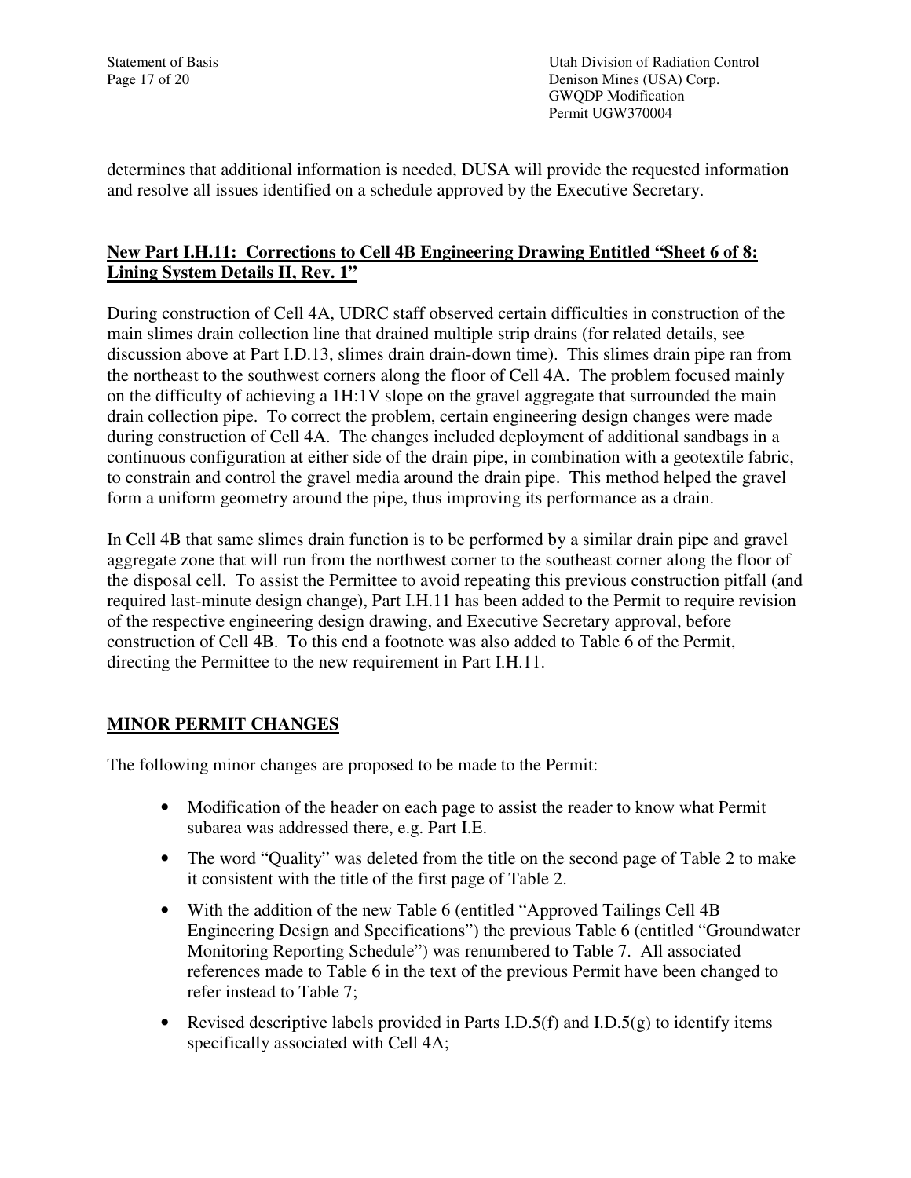determines that additional information is needed, DUSA will provide the requested information and resolve all issues identified on a schedule approved by the Executive Secretary.

**New Part I.H.11: Corrections to Cell 4B Engineering Drawing Entitled "Sheet 6 of 8: Lining System Details II, Rev. 1"**

During construction of Cell 4A, UDRC staff observed certain difficulties in construction of the main slimes drain collection line that drained multiple strip drains (for related details, see discussion above at Part I.D.13, slimes drain drain-down time). This slimes drain pipe ran from the northeast to the southwest corners along the floor of Cell 4A. The problem focused mainly on the difficulty of achieving a 1H:1V slope on the gravel aggregate that surrounded the main drain collection pipe. To correct the problem, certain engineering design changes were made during construction of Cell 4A. The changes included deployment of additional sandbags in a continuous configuration at either side of the drain pipe, in combination with a geotextile fabric, to constrain and control the gravel media around the drain pipe. This method helped the gravel form a uniform geometry around the pipe, thus improving its performance as a drain.

In Cell 4B that same slimes drain function is to be performed by a similar drain pipe and gravel aggregate zone that will run from the northwest corner to the southeast corner along the floor of the disposal cell. To assist the Permittee to avoid repeating this previous construction pitfall (and required last-minute design change), Part I.H.11 has been added to the Permit to require revision of the respective engineering design drawing, and Executive Secretary approval, before construction of Cell 4B. To this end a footnote was also added to Table 6 of the Permit, directing the Permittee to the new requirement in Part I.H.11.

**MINOR PERMIT CHANGES**

The following minor changes are proposed to be made to the Permit:

- Modification of the header on each page to assist the reader to know what Permit subarea was addressed there, e.g. Part I.E.
- The word "Quality" was deleted from the title on the second page of Table 2 to make it consistent with the title of the first page of Table 2.
- With the addition of the new Table 6 (entitled "Approved Tailings Cell 4B Engineering Design and Specifications") the previous Table 6 (entitled "Groundwater Monitoring Reporting Schedule") was renumbered to Table 7. All associated references made to Table 6 in the text of the previous Permit have been changed to refer instead to Table 7;
- Revised descriptive labels provided in Parts I.D.5(f) and I.D.5(g) to identify items specifically associated with Cell 4A;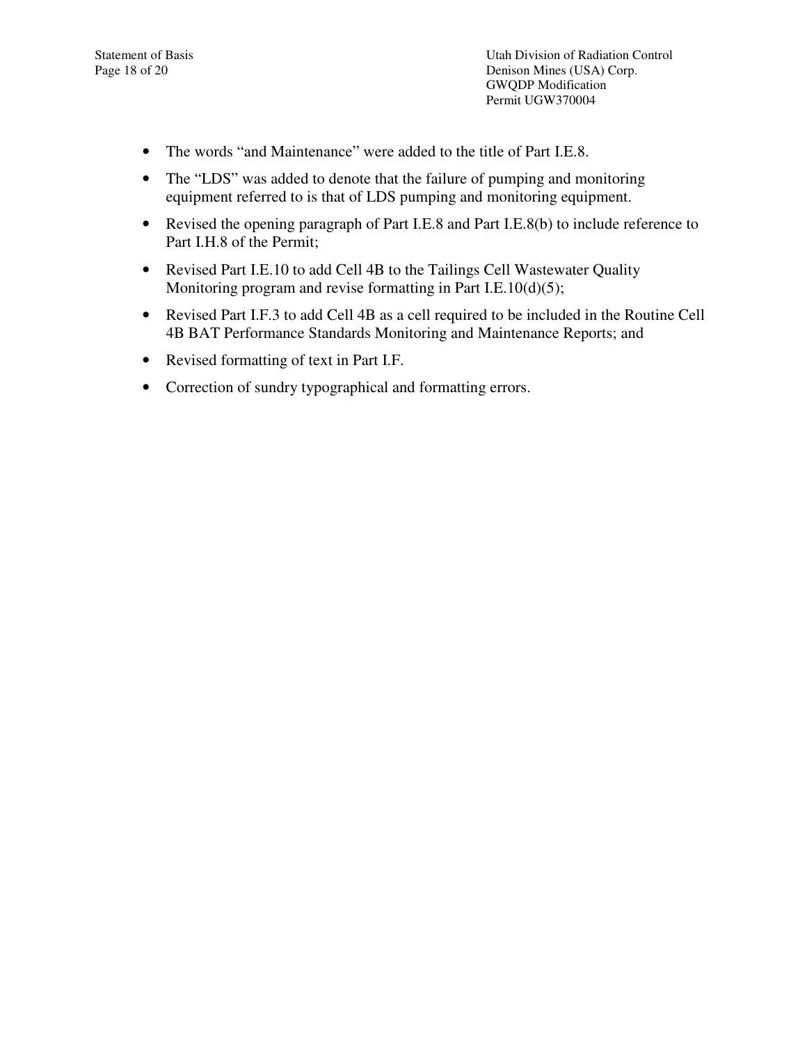- The words “and Maintenance” were added to the title of Part I.E.8.
- The “LDS” was added to denote that the failure of pumping and monitoring equipment referred to is that of LDS pumping and monitoring equipment.
- Revised the opening paragraph of Part I.E.8 and Part I.E.8(b) to include reference to Part I.H.8 of the Permit;
- Revised Part I.E.10 to add Cell 4B to the Tailings Cell Wastewater Quality Monitoring program and revise formatting in Part I.E.10(d)(5);
- Revised Part I.F.3 to add Cell 4B as a cell required to be included in the Routine Cell 4B BAT Performance Standards Monitoring and Maintenance Reports; and
- Revised formatting of text in Part I.F.
- Correction of sundry typographical and formatting errors.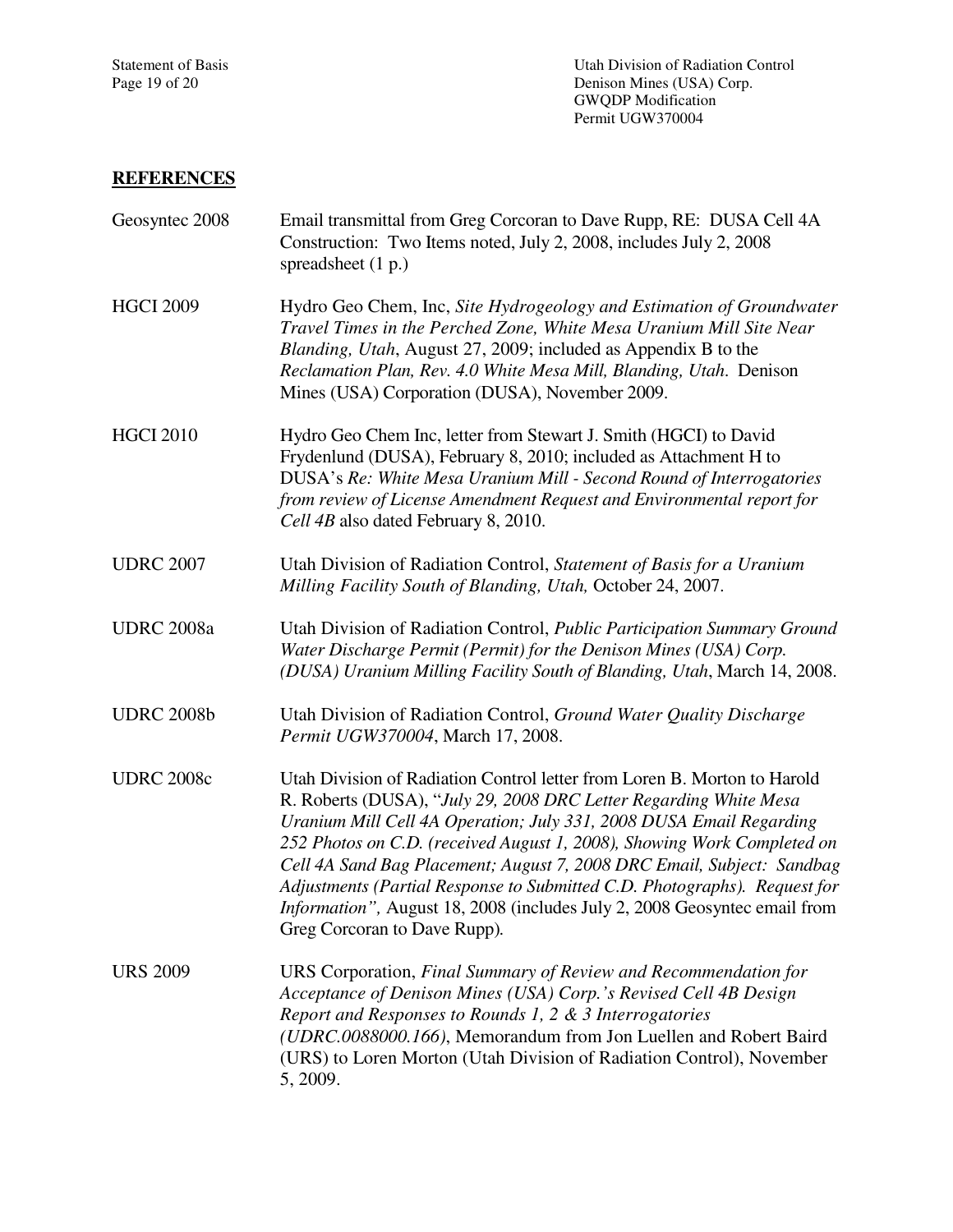## REFERENCES

Geosyntec 2008 Email transmittal from Greg Corcoran to Dave Rupp, RE: DUSA Cell 4A Construction: Two Items noted, July 2, 2008, includes July 2, 2008 spreadsheet (1 p.)

HGCI 2009 Hydro Geo Chem, Inc, *Site Hydrogeology and Estimation of Groundwater Travel Times in the Perched Zone, White Mesa Uranium Mill Site Near Blanding, Utah*, August 27, 2009; included as Appendix B to the *Reclamation Plan, Rev. 4.0 White Mesa Mill, Blanding, Utah*. Denison Mines (USA) Corporation (DUSA), November 2009.

HGCI 2010 Hydro Geo Chem Inc, letter from Stewart J. Smith (HGCI) to David Frydenlund (DUSA), February 8, 2010; included as Attachment H to DUSA's *Re: White Mesa Uranium Mill - Second Round of Interrogatories from review of License Amendment Request and Environmental report for Cell 4B* also dated February 8, 2010.

UDRC 2007 Utah Division of Radiation Control, *Statement of Basis for a Uranium Milling Facility South of Blanding, Utah,* October 24, 2007.

UDRC 2008a Utah Division of Radiation Control, *Public Participation Summary Ground Water Discharge Permit (Permit) for the Denison Mines (USA) Corp. (DUSA) Uranium Milling Facility South of Blanding, Utah*, March 14, 2008.

UDRC 2008b Utah Division of Radiation Control, *Ground Water Quality Discharge Permit UGW370004*, March 17, 2008.

UDRC 2008c Utah Division of Radiation Control letter from Loren B. Morton to Harold R. Roberts (DUSA), "*July 29, 2008 DRC Letter Regarding White Mesa Uranium Mill Cell 4A Operation; July 331, 2008 DUSA Email Regarding 252 Photos on C.D. (received August 1, 2008), Showing Work Completed on Cell 4A Sand Bag Placement; August 7, 2008 DRC Email, Subject: Sandbag Adjustments (Partial Response to Submitted C.D. Photographs). Request for Information",* August 18, 2008 (includes July 2, 2008 Geosyntec email from Greg Corcoran to Dave Rupp).

URS 2009 URS Corporation, *Final Summary of Review and Recommendation for Acceptance of Denison Mines (USA) Corp.'s Revised Cell 4B Design Report and Responses to Rounds 1, 2 & 3 Interrogatories (UDRC.0088000.166)*, Memorandum from Jon Luellen and Robert Baird (URS) to Loren Morton (Utah Division of Radiation Control), November 5, 2009.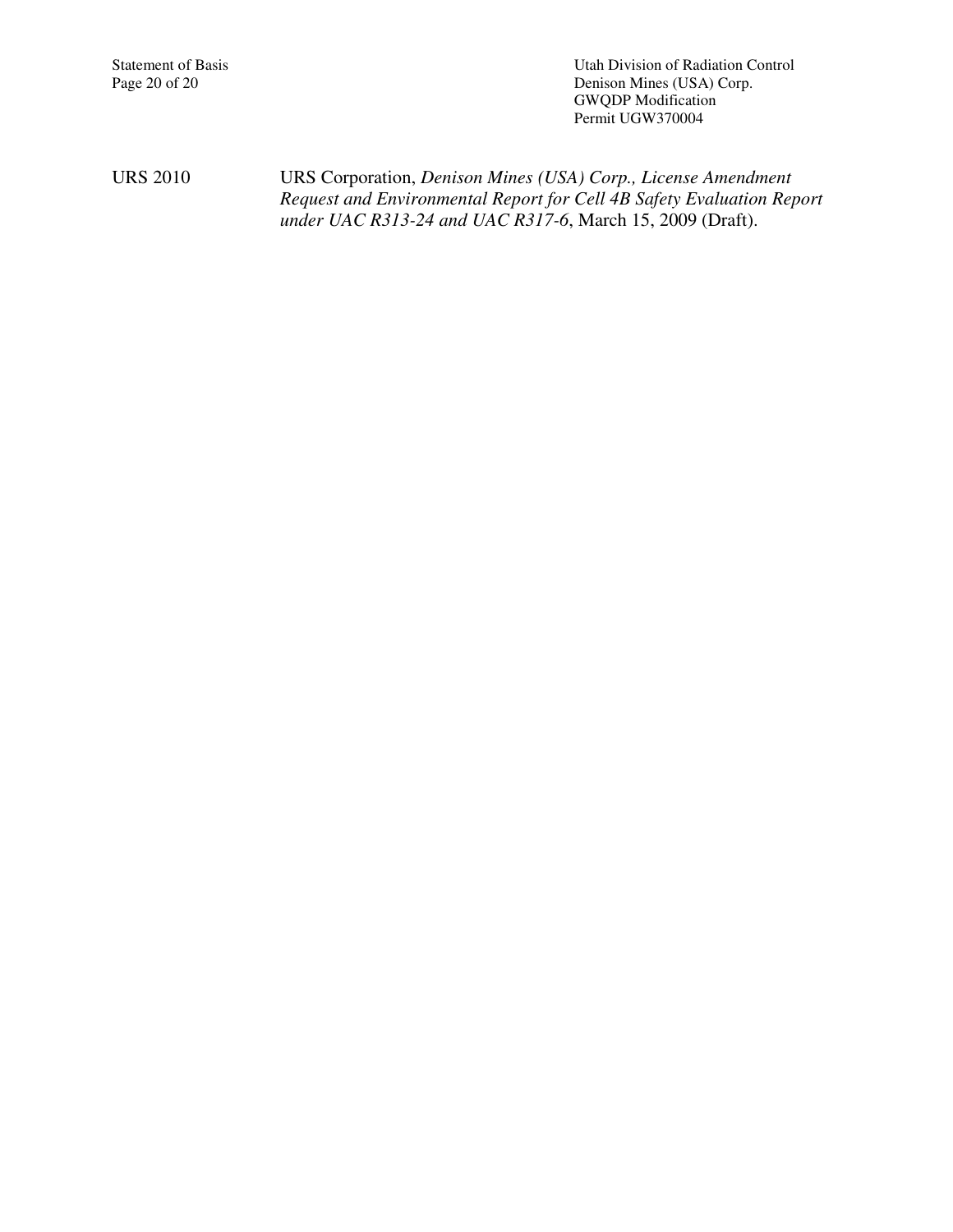URS 2010 URS Corporation, *Denison Mines (USA) Corp., License Amendment Request and Environmental Report for Cell 4B Safety Evaluation Report under UAC R313-24 and UAC R317-6*, March 15, 2009 (Draft).